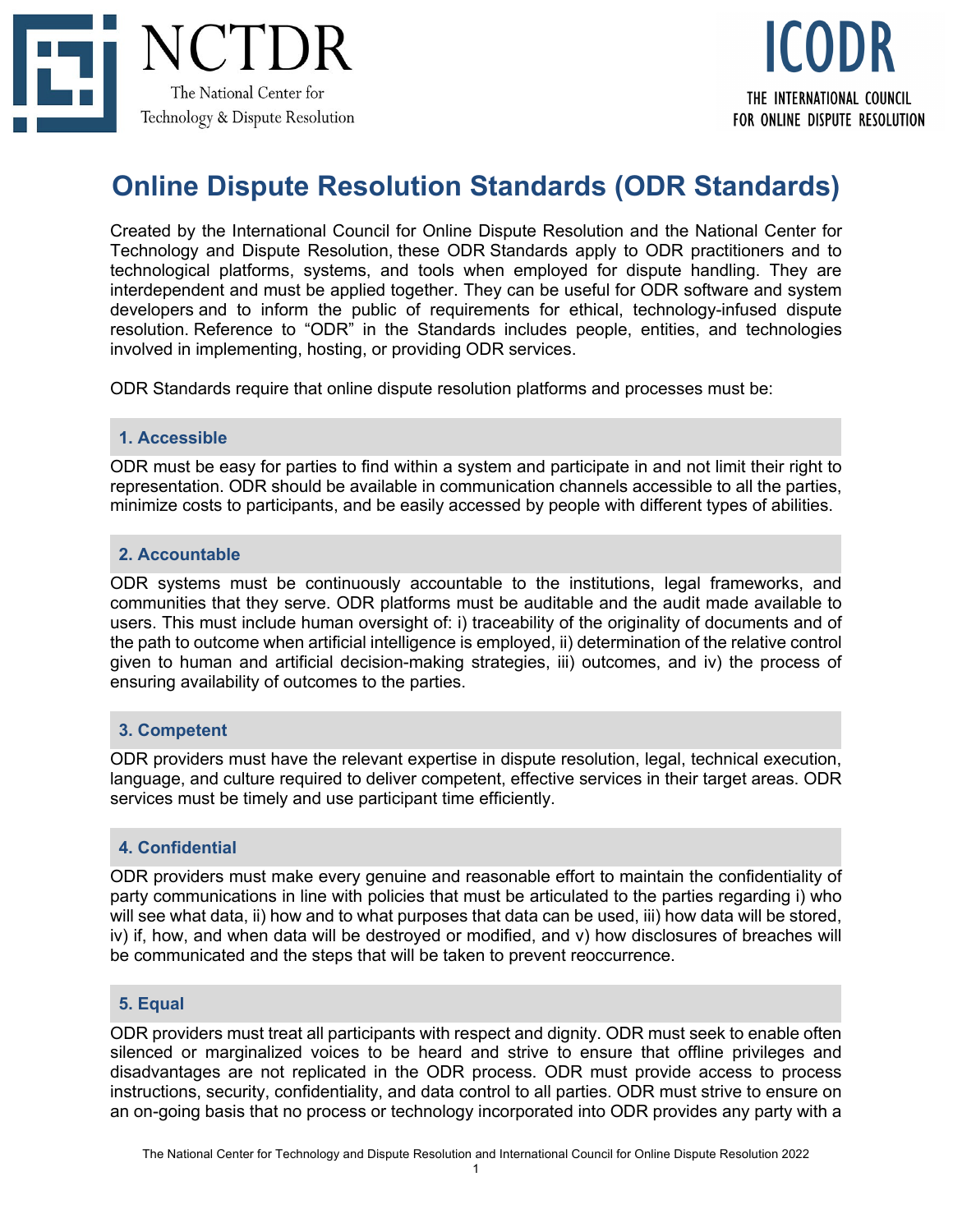NCTDR
The National Center for Technology & Dispute Resolution

ICODR
THE INTERNATIONAL COUNCIL FOR ONLINE DISPUTE RESOLUTION

# Online Dispute Resolution Standards (ODR Standards)

Created by the International Council for Online Dispute Resolution and the National Center for Technology and Dispute Resolution, these ODR Standards apply to ODR practitioners and to technological platforms, systems, and tools when employed for dispute handling. They are interdependent and must be applied together. They can be useful for ODR software and system developers and to inform the public of requirements for ethical, technology-infused dispute resolution. Reference to "ODR" in the Standards includes people, entities, and technologies involved in implementing, hosting, or providing ODR services.

ODR Standards require that online dispute resolution platforms and processes must be:

### 1. Accessible

ODR must be easy for parties to find within a system and participate in and not limit their right to representation. ODR should be available in communication channels accessible to all the parties, minimize costs to participants, and be easily accessed by people with different types of abilities.

### 2. Accountable

ODR systems must be continuously accountable to the institutions, legal frameworks, and communities that they serve. ODR platforms must be auditable and the audit made available to users. This must include human oversight of: i) traceability of the originality of documents and of the path to outcome when artificial intelligence is employed, ii) determination of the relative control given to human and artificial decision-making strategies, iii) outcomes, and iv) the process of ensuring availability of outcomes to the parties.

### 3. Competent

ODR providers must have the relevant expertise in dispute resolution, legal, technical execution, language, and culture required to deliver competent, effective services in their target areas. ODR services must be timely and use participant time efficiently.

### 4. Confidential

ODR providers must make every genuine and reasonable effort to maintain the confidentiality of party communications in line with policies that must be articulated to the parties regarding i) who will see what data, ii) how and to what purposes that data can be used, iii) how data will be stored, iv) if, how, and when data will be destroyed or modified, and v) how disclosures of breaches will be communicated and the steps that will be taken to prevent reoccurrence.

### 5. Equal

ODR providers must treat all participants with respect and dignity. ODR must seek to enable often silenced or marginalized voices to be heard and strive to ensure that offline privileges and disadvantages are not replicated in the ODR process. ODR must provide access to process instructions, security, confidentiality, and data control to all parties. ODR must strive to ensure on an on-going basis that no process or technology incorporated into ODR provides any party with a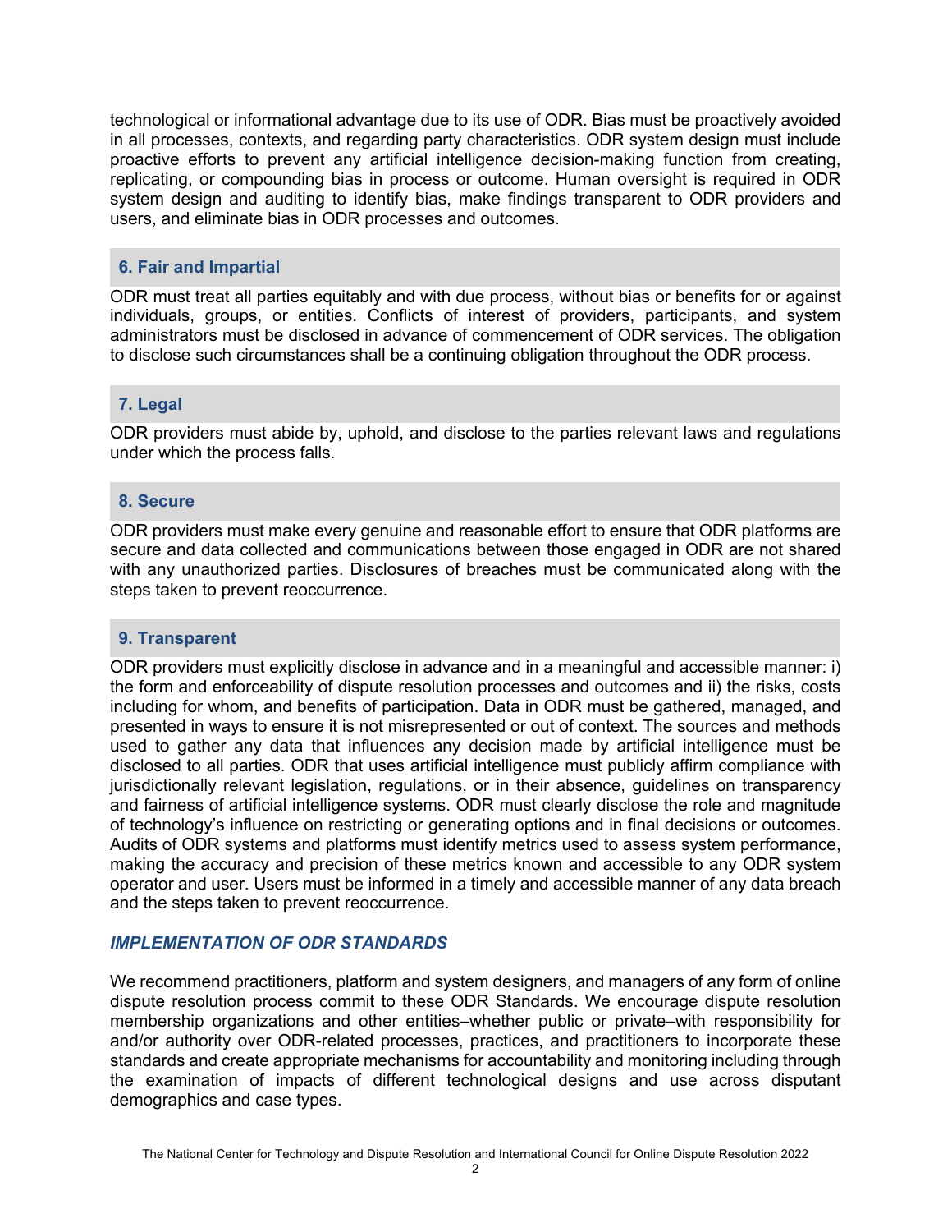technological or informational advantage due to its use of ODR. Bias must be proactively avoided in all processes, contexts, and regarding party characteristics. ODR system design must include proactive efforts to prevent any artificial intelligence decision-making function from creating, replicating, or compounding bias in process or outcome. Human oversight is required in ODR system design and auditing to identify bias, make findings transparent to ODR providers and users, and eliminate bias in ODR processes and outcomes.

### 6. Fair and Impartial

ODR must treat all parties equitably and with due process, without bias or benefits for or against individuals, groups, or entities. Conflicts of interest of providers, participants, and system administrators must be disclosed in advance of commencement of ODR services. The obligation to disclose such circumstances shall be a continuing obligation throughout the ODR process.

### 7. Legal

ODR providers must abide by, uphold, and disclose to the parties relevant laws and regulations under which the process falls.

### 8. Secure

ODR providers must make every genuine and reasonable effort to ensure that ODR platforms are secure and data collected and communications between those engaged in ODR are not shared with any unauthorized parties. Disclosures of breaches must be communicated along with the steps taken to prevent reoccurrence.

### 9. Transparent

ODR providers must explicitly disclose in advance and in a meaningful and accessible manner: i) the form and enforceability of dispute resolution processes and outcomes and ii) the risks, costs including for whom, and benefits of participation. Data in ODR must be gathered, managed, and presented in ways to ensure it is not misrepresented or out of context. The sources and methods used to gather any data that influences any decision made by artificial intelligence must be disclosed to all parties. ODR that uses artificial intelligence must publicly affirm compliance with jurisdictionally relevant legislation, regulations, or in their absence, guidelines on transparency and fairness of artificial intelligence systems. ODR must clearly disclose the role and magnitude of technology's influence on restricting or generating options and in final decisions or outcomes. Audits of ODR systems and platforms must identify metrics used to assess system performance, making the accuracy and precision of these metrics known and accessible to any ODR system operator and user. Users must be informed in a timely and accessible manner of any data breach and the steps taken to prevent reoccurrence.

## *IMPLEMENTATION OF ODR STANDARDS*

We recommend practitioners, platform and system designers, and managers of any form of online dispute resolution process commit to these ODR Standards. We encourage dispute resolution membership organizations and other entities–whether public or private–with responsibility for and/or authority over ODR-related processes, practices, and practitioners to incorporate these standards and create appropriate mechanisms for accountability and monitoring including through the examination of impacts of different technological designs and use across disputant demographics and case types.